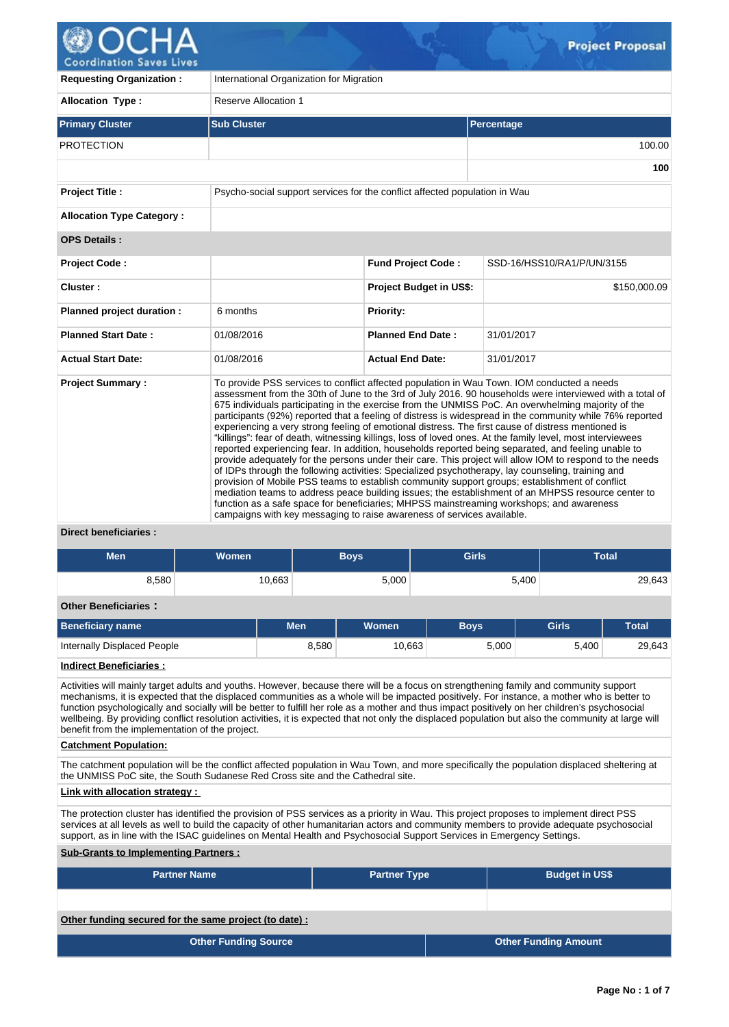# Project Proposal

| | |
|---|---|
| **Requesting Organization :** | International Organization for Migration |
| **Allocation Type :** | Reserve Allocation 1 |

| Primary Cluster | Sub Cluster | Percentage |
|---|---|---|
| PROTECTION | | 100.00 |
| | | **100** |

| | |
|---|---|
| **Project Title :** | Psycho-social support services for the conflict affected population in Wau |
| **Allocation Type Category :** | |

**OPS Details :**

| | | | |
|---|---|---|---|
| **Project Code :** | | **Fund Project Code :** | SSD-16/HSS10/RA1/P/UN/3155 |
| **Cluster :** | | **Project Budget in US$:** | $150,000.09 |
| **Planned project duration :** | 6 months | **Priority:** | |
| **Planned Start Date :** | 01/08/2016 | **Planned End Date :** | 31/01/2017 |
| **Actual Start Date:** | 01/08/2016 | **Actual End Date:** | 31/01/2017 |

**Project Summary :**

To provide PSS services to conflict affected population in Wau Town. IOM conducted a needs assessment from the 30th of June to the 3rd of July 2016. 90 households were interviewed with a total of 675 individuals participating in the exercise from the UNMISS PoC. An overwhelming majority of the participants (92%) reported that a feeling of distress is widespread in the community while 76% reported experiencing a very strong feeling of emotional distress. The first cause of distress mentioned is "killings": fear of death, witnessing killings, loss of loved ones. At the family level, most interviewees reported experiencing fear. In addition, households reported being separated, and feeling unable to provide adequately for the persons under their care. This project will allow IOM to respond to the needs of IDPs through the following activities: Specialized psychotherapy, lay counseling, training and provision of Mobile PSS teams to establish community support groups; establishment of conflict mediation teams to address peace building issues; the establishment of an MHPSS resource center to function as a safe space for beneficiaries; MHPSS mainstreaming workshops; and awareness campaigns with key messaging to raise awareness of services available.

**Direct beneficiaries :**

| Men | Women | Boys | Girls | Total |
|---|---|---|---|---|
| 8,580 | 10,663 | 5,000 | 5,400 | 29,643 |

**Other Beneficiaries :**

| Beneficiary name | Men | Women | Boys | Girls | Total |
|---|---|---|---|---|---|
| Internally Displaced People | 8,580 | 10,663 | 5,000 | 5,400 | 29,643 |

**Indirect Beneficiaries :**

Activities will mainly target adults and youths. However, because there will be a focus on strengthening family and community support mechanisms, it is expected that the displaced communities as a whole will be impacted positively. For instance, a mother who is better to function psychologically and socially will be better to fulfill her role as a mother and thus impact positively on her children's psychosocial wellbeing. By providing conflict resolution activities, it is expected that not only the displaced population but also the community at large will benefit from the implementation of the project.

**Catchment Population:**

The catchment population will be the conflict affected population in Wau Town, and more specifically the population displaced sheltering at the UNMISS PoC site, the South Sudanese Red Cross site and the Cathedral site.

**Link with allocation strategy :**

The protection cluster has identified the provision of PSS services as a priority in Wau. This project proposes to implement direct PSS services at all levels as well to build the capacity of other humanitarian actors and community members to provide adequate psychosocial support, as in line with the ISAC guidelines on Mental Health and Psychosocial Support Services in Emergency Settings.

**Sub-Grants to Implementing Partners :**

| Partner Name | Partner Type | Budget in US$ |
|---|---|---|
| | | |

**Other funding secured for the same project (to date) :**

| Other Funding Source | Other Funding Amount |
|---|---|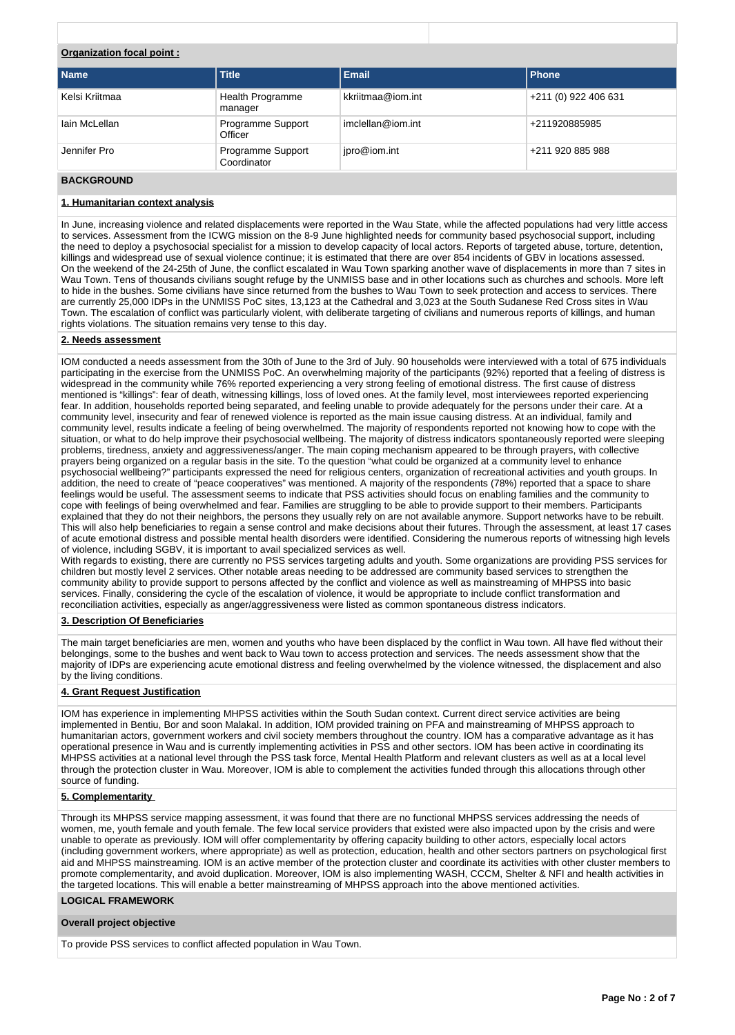**Organization focal point :**

| Name | Title | Email | Phone |
|---|---|---|---|
| Kelsi Kriitmaa | Health Programme manager | kkriitmaa@iom.int | +211 (0) 922 406 631 |
| Iain McLellan | Programme Support Officer | imclellan@iom.int | +211920885985 |
| Jennifer Pro | Programme Support Coordinator | jpro@iom.int | +211 920 885 988 |

## BACKGROUND

### 1. Humanitarian context analysis

In June, increasing violence and related displacements were reported in the Wau State, while the affected populations had very little access to services. Assessment from the ICWG mission on the 8-9 June highlighted needs for community based psychosocial support, including the need to deploy a psychosocial specialist for a mission to develop capacity of local actors. Reports of targeted abuse, torture, detention, killings and widespread use of sexual violence continue; it is estimated that there are over 854 incidents of GBV in locations assessed.
On the weekend of the 24-25th of June, the conflict escalated in Wau Town sparking another wave of displacements in more than 7 sites in Wau Town. Tens of thousands civilians sought refuge by the UNMISS base and in other locations such as churches and schools. More left to hide in the bushes. Some civilians have since returned from the bushes to Wau Town to seek protection and access to services. There are currently 25,000 IDPs in the UNMISS PoC sites, 13,123 at the Cathedral and 3,023 at the South Sudanese Red Cross sites in Wau Town. The escalation of conflict was particularly violent, with deliberate targeting of civilians and numerous reports of killings, and human rights violations. The situation remains very tense to this day.

### 2. Needs assessment

IOM conducted a needs assessment from the 30th of June to the 3rd of July. 90 households were interviewed with a total of 675 individuals participating in the exercise from the UNMISS PoC. An overwhelming majority of the participants (92%) reported that a feeling of distress is widespread in the community while 76% reported experiencing a very strong feeling of emotional distress. The first cause of distress mentioned is "killings": fear of death, witnessing killings, loss of loved ones. At the family level, most interviewees reported experiencing fear. In addition, households reported being separated, and feeling unable to provide adequately for the persons under their care. At a community level, insecurity and fear of renewed violence is reported as the main issue causing distress. At an individual, family and community level, results indicate a feeling of being overwhelmed. The majority of respondents reported not knowing how to cope with the situation, or what to do help improve their psychosocial wellbeing. The majority of distress indicators spontaneously reported were sleeping problems, tiredness, anxiety and aggressiveness/anger. The main coping mechanism appeared to be through prayers, with collective prayers being organized on a regular basis in the site. To the question "what could be organized at a community level to enhance psychosocial wellbeing?" participants expressed the need for religious centers, organization of recreational activities and youth groups. In addition, the need to create of "peace cooperatives" was mentioned. A majority of the respondents (78%) reported that a space to share feelings would be useful. The assessment seems to indicate that PSS activities should focus on enabling families and the community to cope with feelings of being overwhelmed and fear. Families are struggling to be able to provide support to their members. Participants explained that they do not their neighbors, the persons they usually rely on are not available anymore. Support networks have to be rebuilt. This will also help beneficiaries to regain a sense control and make decisions about their futures. Through the assessment, at least 17 cases of acute emotional distress and possible mental health disorders were identified. Considering the numerous reports of witnessing high levels of violence, including SGBV, it is important to avail specialized services as well.
With regards to existing, there are currently no PSS services targeting adults and youth. Some organizations are providing PSS services for children but mostly level 2 services. Other notable areas needing to be addressed are community based services to strengthen the community ability to provide support to persons affected by the conflict and violence as well as mainstreaming of MHPSS into basic services. Finally, considering the cycle of the escalation of violence, it would be appropriate to include conflict transformation and reconciliation activities, especially as anger/aggressiveness were listed as common spontaneous distress indicators.

### 3. Description Of Beneficiaries

The main target beneficiaries are men, women and youths who have been displaced by the conflict in Wau town. All have fled without their belongings, some to the bushes and went back to Wau town to access protection and services. The needs assessment show that the majority of IDPs are experiencing acute emotional distress and feeling overwhelmed by the violence witnessed, the displacement and also by the living conditions.

### 4. Grant Request Justification

IOM has experience in implementing MHPSS activities within the South Sudan context. Current direct service activities are being implemented in Bentiu, Bor and soon Malakal. In addition, IOM provided training on PFA and mainstreaming of MHPSS approach to humanitarian actors, government workers and civil society members throughout the country. IOM has a comparative advantage as it has operational presence in Wau and is currently implementing activities in PSS and other sectors. IOM has been active in coordinating its MHPSS activities at a national level through the PSS task force, Mental Health Platform and relevant clusters as well as at a local level through the protection cluster in Wau. Moreover, IOM is able to complement the activities funded through this allocations through other source of funding.

### 5. Complementarity

Through its MHPSS service mapping assessment, it was found that there are no functional MHPSS services addressing the needs of women, me, youth female and youth female. The few local service providers that existed were also impacted upon by the crisis and were unable to operate as previously. IOM will offer complementarity by offering capacity building to other actors, especially local actors (including government workers, where appropriate) as well as protection, education, health and other sectors partners on psychological first aid and MHPSS mainstreaming. IOM is an active member of the protection cluster and coordinate its activities with other cluster members to promote complementarity, and avoid duplication. Moreover, IOM is also implementing WASH, CCCM, Shelter & NFI and health activities in the targeted locations. This will enable a better mainstreaming of MHPSS approach into the above mentioned activities.

## LOGICAL FRAMEWORK

**Overall project objective**

To provide PSS services to conflict affected population in Wau Town.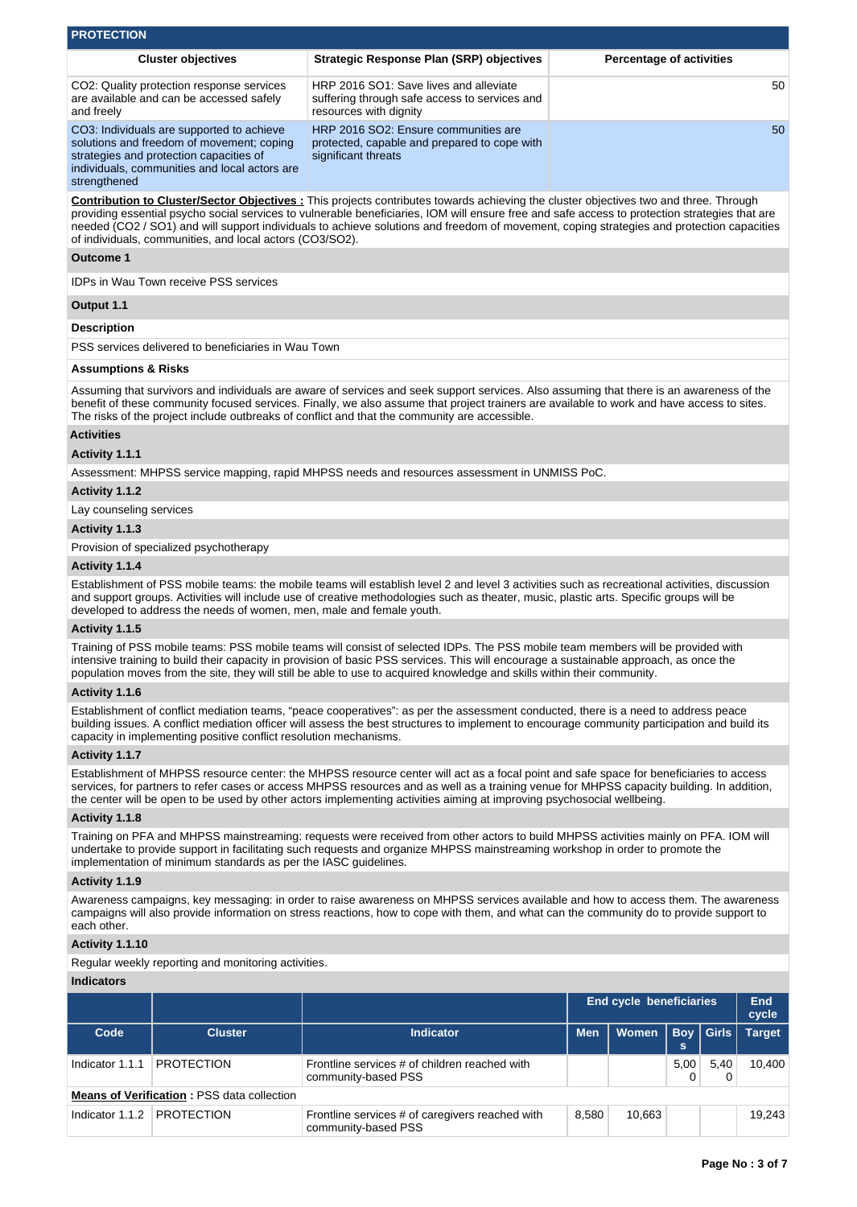## PROTECTION

| Cluster objectives | Strategic Response Plan (SRP) objectives | Percentage of activities |
|---|---|---|
| CO2: Quality protection response services are available and can be accessed safely and freely | HRP 2016 SO1: Save lives and alleviate suffering through safe access to services and resources with dignity | 50 |
| CO3: Individuals are supported to achieve solutions and freedom of movement; coping strategies and protection capacities of individuals, communities and local actors are strengthened | HRP 2016 SO2: Ensure communities are protected, capable and prepared to cope with significant threats | 50 |

**Contribution to Cluster/Sector Objectives :** This projects contributes towards achieving the cluster objectives two and three. Through providing essential psycho social services to vulnerable beneficiaries, IOM will ensure free and safe access to protection strategies that are needed (CO2 / SO1) and will support individuals to achieve solutions and freedom of movement, coping strategies and protection capacities of individuals, communities, and local actors (CO3/SO2).

### Outcome 1

IDPs in Wau Town receive PSS services

### Output 1.1

**Description**

PSS services delivered to beneficiaries in Wau Town

**Assumptions & Risks**

Assuming that survivors and individuals are aware of services and seek support services. Also assuming that there is an awareness of the benefit of these community focused services. Finally, we also assume that project trainers are available to work and have access to sites. The risks of the project include outbreaks of conflict and that the community are accessible.

**Activities**

**Activity 1.1.1**

Assessment: MHPSS service mapping, rapid MHPSS needs and resources assessment in UNMISS PoC.

**Activity 1.1.2**

Lay counseling services

**Activity 1.1.3**

Provision of specialized psychotherapy

**Activity 1.1.4**

Establishment of PSS mobile teams: the mobile teams will establish level 2 and level 3 activities such as recreational activities, discussion and support groups. Activities will include use of creative methodologies such as theater, music, plastic arts. Specific groups will be developed to address the needs of women, men, male and female youth.

**Activity 1.1.5**

Training of PSS mobile teams: PSS mobile teams will consist of selected IDPs. The PSS mobile team members will be provided with intensive training to build their capacity in provision of basic PSS services. This will encourage a sustainable approach, as once the population moves from the site, they will still be able to use to acquired knowledge and skills within their community.

**Activity 1.1.6**

Establishment of conflict mediation teams, "peace cooperatives": as per the assessment conducted, there is a need to address peace building issues. A conflict mediation officer will assess the best structures to implement to encourage community participation and build its capacity in implementing positive conflict resolution mechanisms.

**Activity 1.1.7**

Establishment of MHPSS resource center: the MHPSS resource center will act as a focal point and safe space for beneficiaries to access services, for partners to refer cases or access MHPSS resources and as well as a training venue for MHPSS capacity building. In addition, the center will be open to be used by other actors implementing activities aiming at improving psychosocial wellbeing.

**Activity 1.1.8**

Training on PFA and MHPSS mainstreaming: requests were received from other actors to build MHPSS activities mainly on PFA. IOM will undertake to provide support in facilitating such requests and organize MHPSS mainstreaming workshop in order to promote the implementation of minimum standards as per the IASC guidelines.

**Activity 1.1.9**

Awareness campaigns, key messaging: in order to raise awareness on MHPSS services available and how to access them. The awareness campaigns will also provide information on stress reactions, how to cope with them, and what can the community do to provide support to each other.

**Activity 1.1.10**

Regular weekly reporting and monitoring activities.

**Indicators**

| | | | End cycle beneficiaries | | | | End cycle |
|---|---|---|---|---|---|---|---|
| Code | Cluster | Indicator | Men | Women | Boys | Girls | Target |
| Indicator 1.1.1 | PROTECTION | Frontline services # of children reached with community-based PSS | | | 5,000 | 5,400 | 10,400 |
| **Means of Verification :** PSS data collection | | | | | | | |
| Indicator 1.1.2 | PROTECTION | Frontline services # of caregivers reached with community-based PSS | 8,580 | 10,663 | | | 19,243 |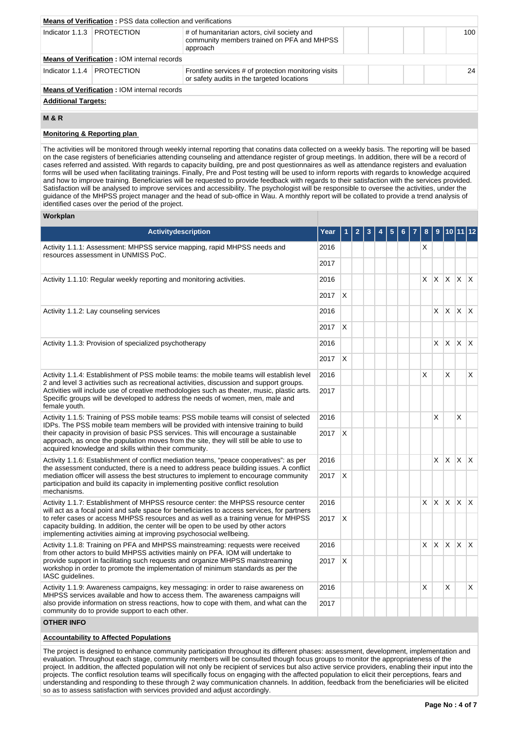**Means of Verification :** PSS data collection and verifications

| Indicator 1.1.3 | PROTECTION | # of humanitarian actors, civil society and community members trained on PFA and MHPSS approach | | | | | 100 |
|---|---|---|---|---|---|---|---|

**Means of Verification :** IOM internal records

| Indicator 1.1.4 | PROTECTION | Frontline services # of protection monitoring visits or safety audits in the targeted locations | | | | | 24 |
|---|---|---|---|---|---|---|---|

**Means of Verification :** IOM internal records

**Additional Targets:**

## M & R

**Monitoring & Reporting plan**

The activities will be monitored through weekly internal reporting that conatins data collected on a weekly basis. The reporting will be based on the case registers of beneficiaries attending counseling and attendance register of group meetings. In addition, there will be a record of cases referred and assisted. With regards to capacity building, pre and post questionnaires as well as attendance registers and evaluation forms will be used when facilitating trainings. Finally, Pre and Post testing will be used to inform reports with regards to knowledge acquired and how to improve training. Beneficiaries will be requested to provide feedback with regards to their satisfaction with the services provided. Satisfaction will be analysed to improve services and accessibility. The psychologist will be responsible to oversee the activities, under the guidance of the MHPSS project manager and the head of sub-office in Wau. A monthly report will be collated to provide a trend analysis of identified cases over the period of the project.

**Workplan**

| Activitydescription | Year | 1 | 2 | 3 | 4 | 5 | 6 | 7 | 8 | 9 | 10 | 11 | 12 |
|---|---|---|---|---|---|---|---|---|---|---|---|---|---|
| Activity 1.1.1: Assessment: MHPSS service mapping, rapid MHPSS needs and resources assessment in UNMISS PoC. | 2016 | | | | | | | | X | | | | |
| | 2017 | | | | | | | | | | | | |
| Activity 1.1.10: Regular weekly reporting and monitoring activities. | 2016 | | | | | | | | X | X | X | X | X |
| | 2017 | X | | | | | | | | | | | |
| Activity 1.1.2: Lay counseling services | 2016 | | | | | | | | | X | X | X | X |
| | 2017 | X | | | | | | | | | | | |
| Activity 1.1.3: Provision of specialized psychotherapy | 2016 | | | | | | | | | X | X | X | X |
| | 2017 | X | | | | | | | | | | | |
| Activity 1.1.4: Establishment of PSS mobile teams: the mobile teams will establish level 2 and level 3 activities such as recreational activities, discussion and support groups. Activities will include use of creative methodologies such as theater, music, plastic arts. Specific groups will be developed to address the needs of women, men, male and female youth. | 2016 | | | | | | | | X | | X | | X |
| | 2017 | | | | | | | | | | | | |
| Activity 1.1.5: Training of PSS mobile teams: PSS mobile teams will consist of selected IDPs. The PSS mobile team members will be provided with intensive training to build their capacity in provision of basic PSS services. This will encourage a sustainable approach, as once the population moves from the site, they will still be able to use to acquired knowledge and skills within their community. | 2016 | | | | | | | | | X | | X | |
| | 2017 | X | | | | | | | | | | | |
| Activity 1.1.6: Establishment of conflict mediation teams, "peace cooperatives": as per the assessment conducted, there is a need to address peace building issues. A conflict mediation officer will assess the best structures to implement to encourage community participation and build its capacity in implementing positive conflict resolution mechanisms. | 2016 | | | | | | | | | X | X | X | X |
| | 2017 | X | | | | | | | | | | | |
| Activity 1.1.7: Establishment of MHPSS resource center: the MHPSS resource center will act as a focal point and safe space for beneficiaries to access services, for partners to refer cases or access MHPSS resources and as well as a training venue for MHPSS capacity building. In addition, the center will be open to be used by other actors implementing activities aiming at improving psychosocial wellbeing. | 2016 | | | | | | | | X | X | X | X | X |
| | 2017 | X | | | | | | | | | | | |
| Activity 1.1.8: Training on PFA and MHPSS mainstreaming: requests were received from other actors to build MHPSS activities mainly on PFA. IOM will undertake to provide support in facilitating such requests and organize MHPSS mainstreaming workshop in order to promote the implementation of minimum standards as per the IASC guidelines. | 2016 | | | | | | | | X | X | X | X | X |
| | 2017 | X | | | | | | | | | | | |
| Activity 1.1.9: Awareness campaigns, key messaging: in order to raise awareness on MHPSS services available and how to access them. The awareness campaigns will also provide information on stress reactions, how to cope with them, and what can the community do to provide support to each other. | 2016 | | | | | | | | X | | X | | X |
| | 2017 | | | | | | | | | | | | |

## OTHER INFO

**Accountability to Affected Populations**

The project is designed to enhance community participation throughout its different phases: assessment, development, implementation and evaluation. Throughout each stage, community members will be consulted though focus groups to monitor the appropriateness of the project. In addition, the affected population will not only be recipient of services but also active service providers, enabling their input into the projects. The conflict resolution teams will specifically focus on engaging with the affected population to elicit their perceptions, fears and understanding and responding to these through 2 way communication channels. In addition, feedback from the beneficiaries will be elicited so as to assess satisfaction with services provided and adjust accordingly.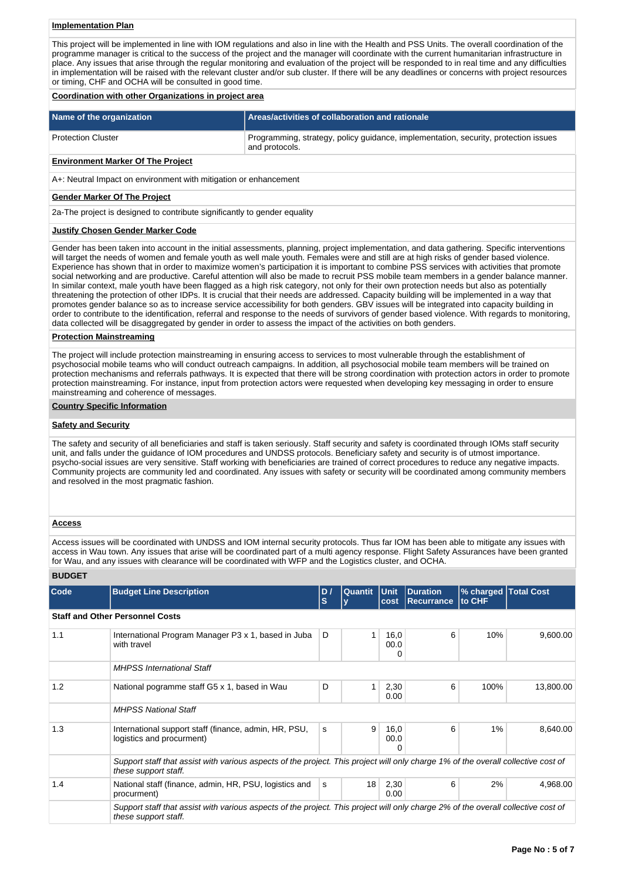**Implementation Plan**

This project will be implemented in line with IOM regulations and also in line with the Health and PSS Units. The overall coordination of the programme manager is critical to the success of the project and the manager will coordinate with the current humanitarian infrastructure in place. Any issues that arise through the regular monitoring and evaluation of the project will be responded to in real time and any difficulties in implementation will be raised with the relevant cluster and/or sub cluster. If there will be any deadlines or concerns with project resources or timing, CHF and OCHA will be consulted in good time.

**Coordination with other Organizations in project area**

| Name of the organization | Areas/activities of collaboration and rationale |
|---|---|
| Protection Cluster | Programming, strategy, policy guidance, implementation, security, protection issues and protocols. |

**Environment Marker Of The Project**

A+: Neutral Impact on environment with mitigation or enhancement

**Gender Marker Of The Project**

2a-The project is designed to contribute significantly to gender equality

**Justify Chosen Gender Marker Code**

Gender has been taken into account in the initial assessments, planning, project implementation, and data gathering. Specific interventions will target the needs of women and female youth as well male youth. Females were and still are at high risks of gender based violence. Experience has shown that in order to maximize women's participation it is important to combine PSS services with activities that promote social networking and are productive. Careful attention will also be made to recruit PSS mobile team members in a gender balance manner. In similar context, male youth have been flagged as a high risk category, not only for their own protection needs but also as potentially threatening the protection of other IDPs. It is crucial that their needs are addressed. Capacity building will be implemented in a way that promotes gender balance so as to increase service accessibility for both genders. GBV issues will be integrated into capacity building in order to contribute to the identification, referral and response to the needs of survivors of gender based violence. With regards to monitoring, data collected will be disaggregated by gender in order to assess the impact of the activities on both genders.

**Protection Mainstreaming**

The project will include protection mainstreaming in ensuring access to services to most vulnerable through the establishment of psychosocial mobile teams who will conduct outreach campaigns. In addition, all psychosocial mobile team members will be trained on protection mechanisms and referrals pathways. It is expected that there will be strong coordination with protection actors in order to promote protection mainstreaming. For instance, input from protection actors were requested when developing key messaging in order to ensure mainstreaming and coherence of messages.

**Country Specific Information**

**Safety and Security**

The safety and security of all beneficiaries and staff is taken seriously. Staff security and safety is coordinated through IOMs staff security unit, and falls under the guidance of IOM procedures and UNDSS protocols. Beneficiary safety and security is of utmost importance. psycho-social issues are very sensitive. Staff working with beneficiaries are trained of correct procedures to reduce any negative impacts. Community projects are community led and coordinated. Any issues with safety or security will be coordinated among community members and resolved in the most pragmatic fashion.

**Access**

Access issues will be coordinated with UNDSS and IOM internal security protocols. Thus far IOM has been able to mitigate any issues with access in Wau town. Any issues that arise will be coordinated part of a multi agency response. Flight Safety Assurances have been granted for Wau, and any issues with clearance will be coordinated with WFP and the Logistics cluster, and OCHA.

**BUDGET**

| Code | Budget Line Description | D / S | Quantity | Unit cost | Duration Recurrance | % charged to CHF | Total Cost |
|---|---|---|---|---|---|---|---|
| **Staff and Other Personnel Costs** | | | | | | | |
| 1.1 | International Program Manager P3 x 1, based in Juba with travel | D | 1 | 16,000.00 | 6 | 10% | 9,600.00 |
| | *MHPSS International Staff* | | | | | | |
| 1.2 | National pogramme staff G5 x 1, based in Wau | D | 1 | 2,300.00 | 6 | 100% | 13,800.00 |
| | *MHPSS National Staff* | | | | | | |
| 1.3 | International support staff (finance, admin, HR, PSU, logistics and procurment) | s | 9 | 16,000.00 | 6 | 1% | 8,640.00 |
| | *Support staff that assist with various aspects of the project. This project will only charge 1% of the overall collective cost of these support staff.* | | | | | | |
| 1.4 | National staff (finance, admin, HR, PSU, logistics and procurment) | s | 18 | 2,300.00 | 6 | 2% | 4,968.00 |
| | *Support staff that assist with various aspects of the project. This project will only charge 2% of the overall collective cost of these support staff.* | | | | | | |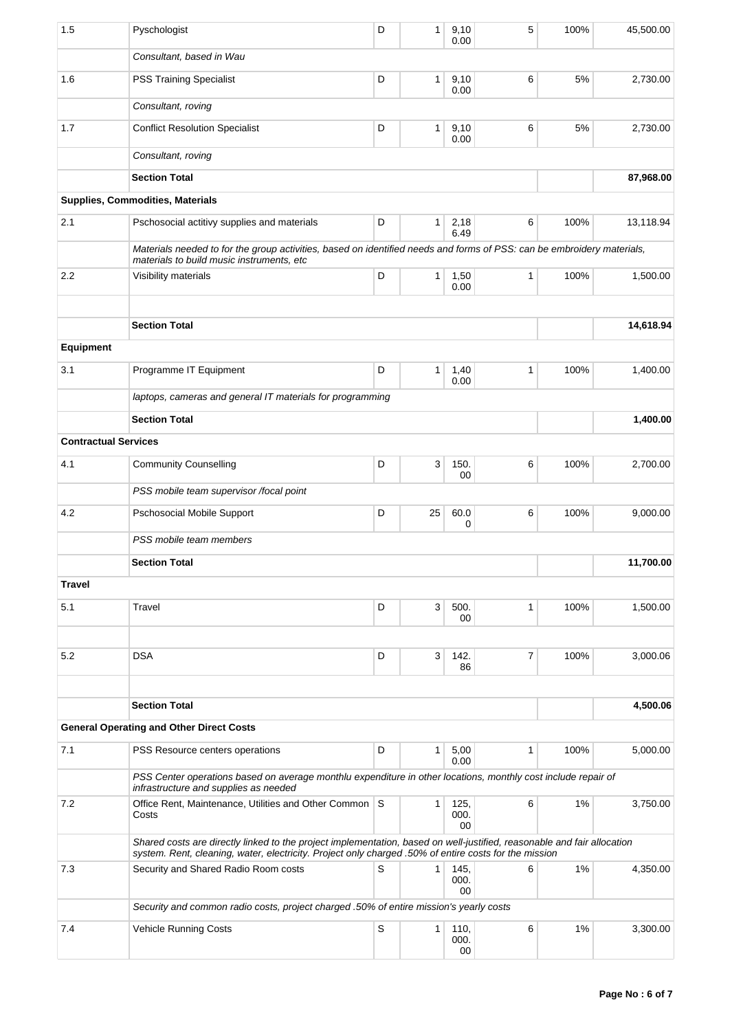| | | | | | | | |
|---|---|---|---|---|---|---|---|
| 1.5 | Pyschologist | D | 1 | 9,100.00 | 5 | 100% | 45,500.00 |
| | *Consultant, based in Wau* | | | | | | |
| 1.6 | PSS Training Specialist | D | 1 | 9,100.00 | 6 | 5% | 2,730.00 |
| | *Consultant, roving* | | | | | | |
| 1.7 | Conflict Resolution Specialist | D | 1 | 9,100.00 | 6 | 5% | 2,730.00 |
| | *Consultant, roving* | | | | | | |
| | **Section Total** | | | | | | **87,968.00** |
| **Supplies, Commodities, Materials** | | | | | | | |
| 2.1 | Pschosocial actitivy supplies and materials | D | 1 | 2,186.49 | 6 | 100% | 13,118.94 |
| | *Materials needed to for the group activities, based on identified needs and forms of PSS: can be embroidery materials, materials to build music instruments, etc* | | | | | | |
| 2.2 | Visibility materials | D | 1 | 1,500.00 | 1 | 100% | 1,500.00 |
| | | | | | | | |
| | **Section Total** | | | | | | **14,618.94** |
| **Equipment** | | | | | | | |
| 3.1 | Programme IT Equipment | D | 1 | 1,400.00 | 1 | 100% | 1,400.00 |
| | *laptops, cameras and general IT materials for programming* | | | | | | |
| | **Section Total** | | | | | | **1,400.00** |
| **Contractual Services** | | | | | | | |
| 4.1 | Community Counselling | D | 3 | 150.00 | 6 | 100% | 2,700.00 |
| | *PSS mobile team supervisor /focal point* | | | | | | |
| 4.2 | Pschosocial Mobile Support | D | 25 | 60.00 | 6 | 100% | 9,000.00 |
| | *PSS mobile team members* | | | | | | |
| | **Section Total** | | | | | | **11,700.00** |
| **Travel** | | | | | | | |
| 5.1 | Travel | D | 3 | 500.00 | 1 | 100% | 1,500.00 |
| | | | | | | | |
| 5.2 | DSA | D | 3 | 142.86 | 7 | 100% | 3,000.06 |
| | | | | | | | |
| | **Section Total** | | | | | | **4,500.06** |
| **General Operating and Other Direct Costs** | | | | | | | |
| 7.1 | PSS Resource centers operations | D | 1 | 5,000.00 | 1 | 100% | 5,000.00 |
| | *PSS Center operations based on average monthlu expenditure in other locations, monthly cost include repair of infrastructure and supplies as needed* | | | | | | |
| 7.2 | Office Rent, Maintenance, Utilities and Other Common Costs | S | 1 | 125,000.00 | 6 | 1% | 3,750.00 |
| | *Shared costs are directly linked to the project implementation, based on well-justified, reasonable and fair allocation system. Rent, cleaning, water, electricity. Project only charged .50% of entire costs for the mission* | | | | | | |
| 7.3 | Security and Shared Radio Room costs | S | 1 | 145,000.00 | 6 | 1% | 4,350.00 |
| | *Security and common radio costs, project charged .50% of entire mission's yearly costs* | | | | | | |
| 7.4 | Vehicle Running Costs | S | 1 | 110,000.00 | 6 | 1% | 3,300.00 |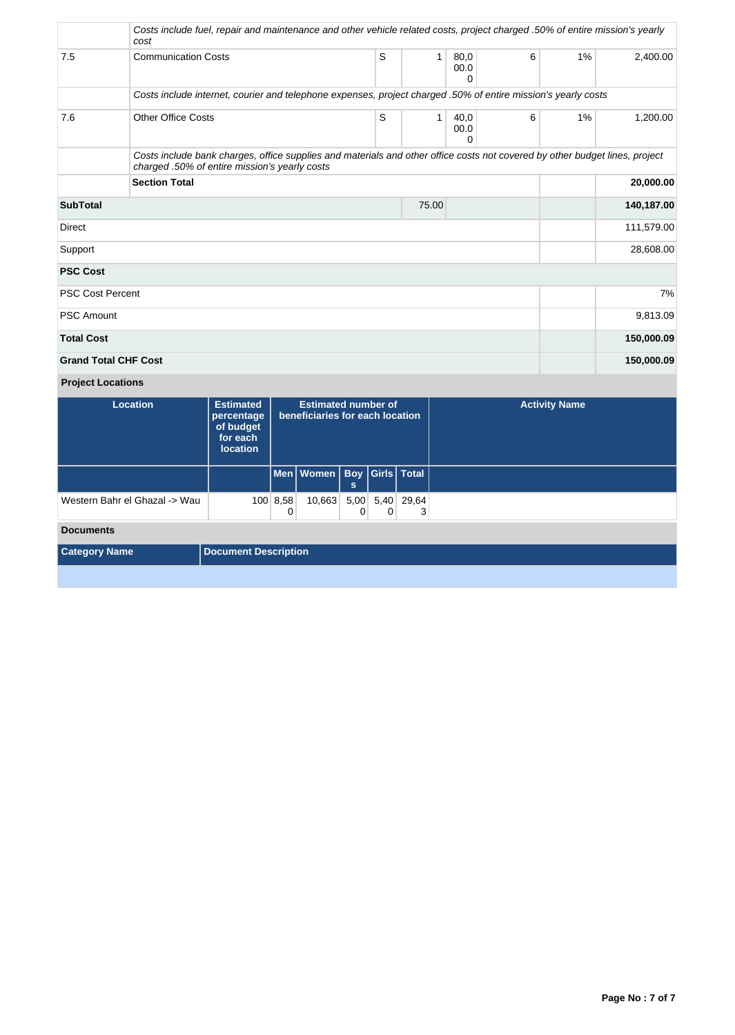| | | | | | | | |
|---|---|---|---|---|---|---|---|
| | *Costs include fuel, repair and maintenance and other vehicle related costs, project charged .50% of entire mission's yearly cost* | | | | | | |
| 7.5 | Communication Costs | S | 1 | 80,000.00 | 6 | 1% | 2,400.00 |
| | *Costs include internet, courier and telephone expenses, project charged .50% of entire mission's yearly costs* | | | | | | |
| 7.6 | Other Office Costs | S | 1 | 40,000.00 | 6 | 1% | 1,200.00 |
| | *Costs include bank charges, office supplies and materials and other office costs not covered by other budget lines, project charged .50% of entire mission's yearly costs* | | | | | | |
| | **Section Total** | | | | | | **20,000.00** |
| **SubTotal** | | | 75.00 | | | | **140,187.00** |
| Direct | | | | | | | 111,579.00 |
| Support | | | | | | | 28,608.00 |
| **PSC Cost** | | | | | | | |
| PSC Cost Percent | | | | | | | 7% |
| PSC Amount | | | | | | | 9,813.09 |
| **Total Cost** | | | | | | | **150,000.09** |
| **Grand Total CHF Cost** | | | | | | | **150,000.09** |

**Project Locations**

| Location | Estimated percentage of budget for each location | Estimated number of beneficiaries for each location | | | | | Activity Name |
|---|---|---|---|---|---|---|---|
| | | Men | Women | Boys | Girls | Total | |
| Western Bahr el Ghazal -> Wau | 100 | 8,580 | 10,663 | 5,000 | 5,400 | 29,643 | |

**Documents**

| Category Name | Document Description |
|---|---|
| | |